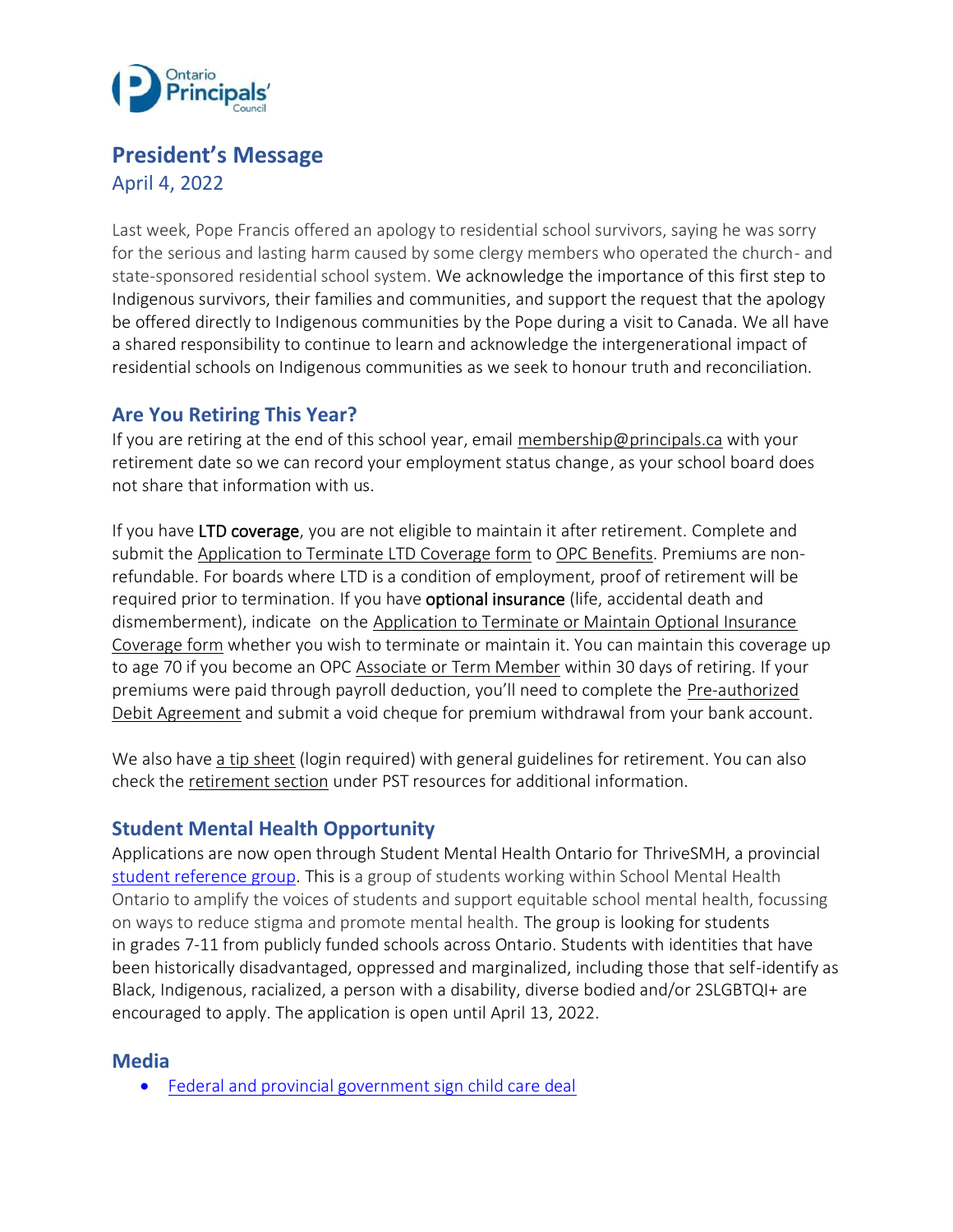# President's Message

April 4, 2022

Last week, Pope Francis offered an apology to residential school survivors, saying he was sorry for the serious and lasting harm caused by some clergy members who operated the church- and state-sponsored residential school system. We acknowledge the importance of this first step to Indigenous survivors, their families and communities, and support the request that the apology be offered directly to Indigenous communities by the Pope during a visit to Canada. We all have a shared responsibility to continue to learn and acknowledge the intergenerational impact of residential schools on Indigenous communities as we seek to honour truth and reconciliation.

## Are You Retiring This Year?

If you are retiring at the end of this school year, email membership@principals.ca with your retirement date so we can record your employment status change, as your school board does not share that information with us.

If you have **LTD coverage**, you are not eligible to maintain it after retirement. Complete and submit the Application to Terminate LTD Coverage form to OPC Benefits. Premiums are non-refundable. For boards where LTD is a condition of employment, proof of retirement will be required prior to termination. If you have **optional insurance** (life, accidental death and dismemberment), indicate on the Application to Terminate or Maintain Optional Insurance Coverage form whether you wish to terminate or maintain it. You can maintain this coverage up to age 70 if you become an OPC Associate or Term Member within 30 days of retiring. If your premiums were paid through payroll deduction, you'll need to complete the Pre-authorized Debit Agreement and submit a void cheque for premium withdrawal from your bank account.

We also have a tip sheet (login required) with general guidelines for retirement. You can also check the retirement section under PST resources for additional information.

## Student Mental Health Opportunity

Applications are now open through Student Mental Health Ontario for ThriveSMH, a provincial student reference group. This is a group of students working within School Mental Health Ontario to amplify the voices of students and support equitable school mental health, focussing on ways to reduce stigma and promote mental health. The group is looking for students in grades 7-11 from publicly funded schools across Ontario. Students with identities that have been historically disadvantaged, oppressed and marginalized, including those that self-identify as Black, Indigenous, racialized, a person with a disability, diverse bodied and/or 2SLGBTQI+ are encouraged to apply. The application is open until April 13, 2022.

## Media

- Federal and provincial government sign child care deal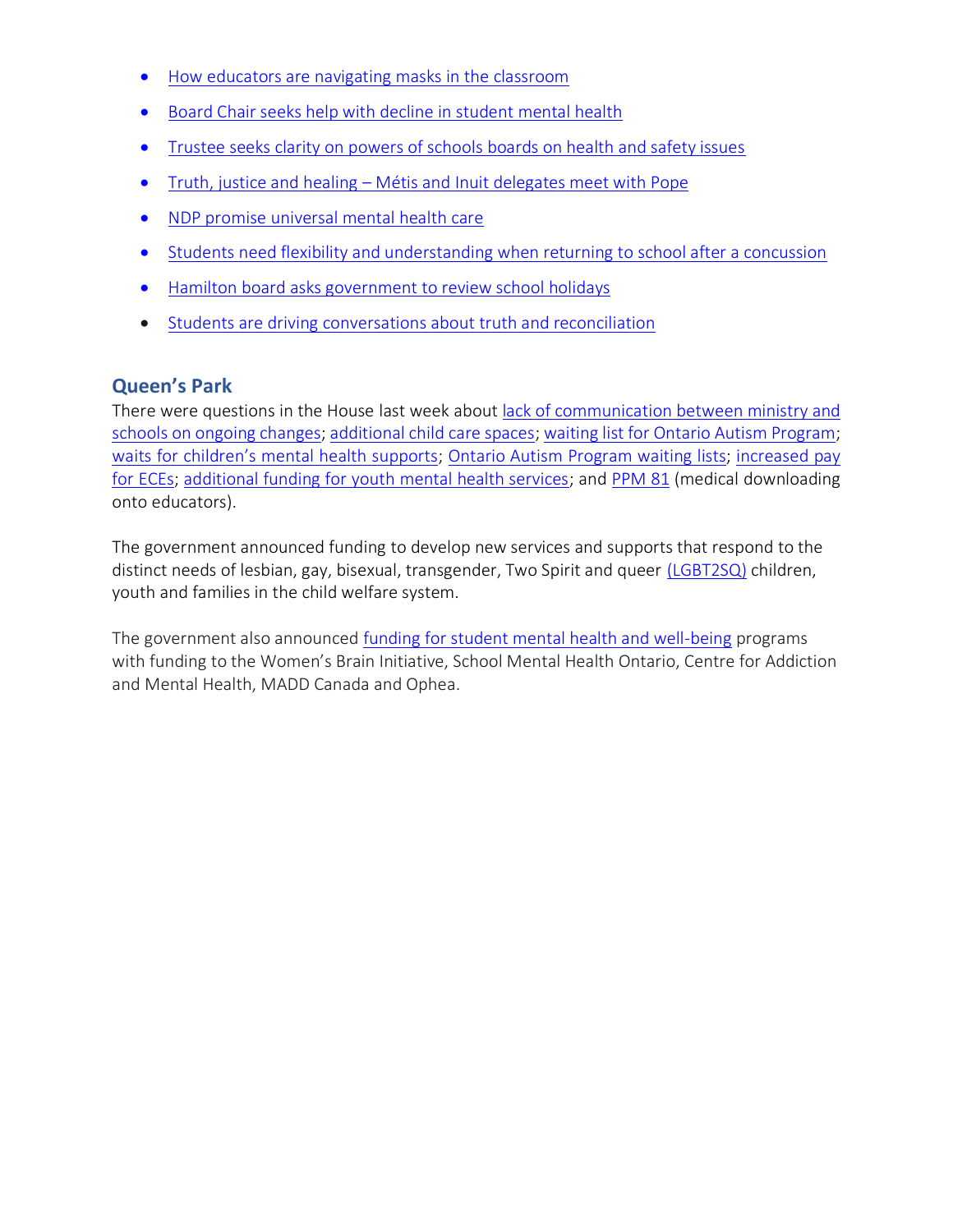- How educators are navigating masks in the classroom
- Board Chair seeks help with decline in student mental health
- Trustee seeks clarity on powers of schools boards on health and safety issues
- Truth, justice and healing – Métis and Inuit delegates meet with Pope
- NDP promise universal mental health care
- Students need flexibility and understanding when returning to school after a concussion
- Hamilton board asks government to review school holidays
- Students are driving conversations about truth and reconciliation

## Queen's Park

There were questions in the House last week about lack of communication between ministry and schools on ongoing changes; additional child care spaces; waiting list for Ontario Autism Program; waits for children's mental health supports; Ontario Autism Program waiting lists; increased pay for ECEs; additional funding for youth mental health services; and PPM 81 (medical downloading onto educators).

The government announced funding to develop new services and supports that respond to the distinct needs of lesbian, gay, bisexual, transgender, Two Spirit and queer (LGBT2SQ) children, youth and families in the child welfare system.

The government also announced funding for student mental health and well-being programs with funding to the Women's Brain Initiative, School Mental Health Ontario, Centre for Addiction and Mental Health, MADD Canada and Ophea.